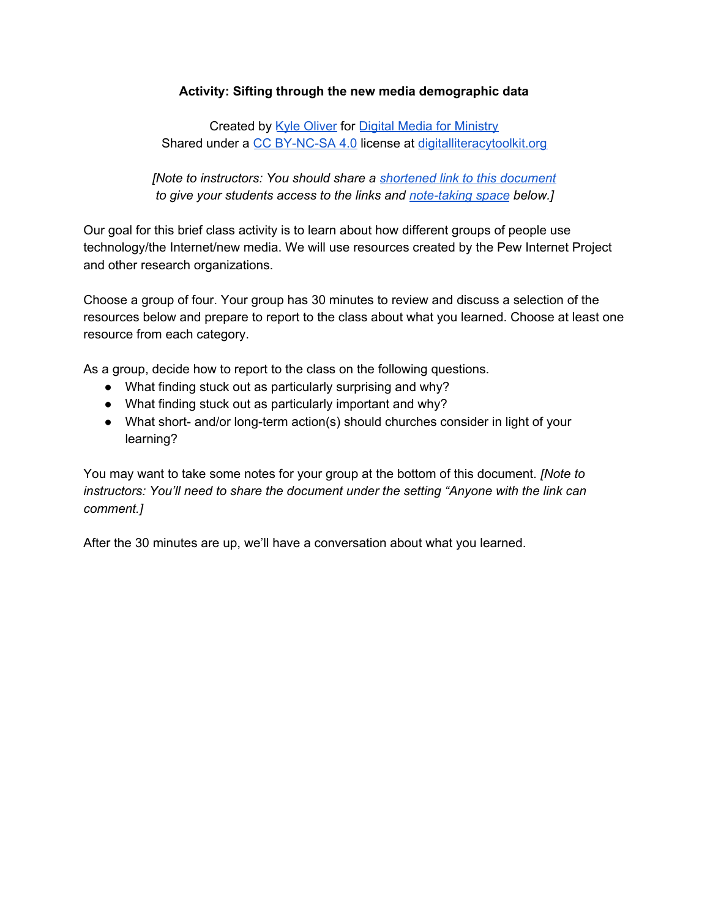**Activity: Sifting through the new media demographic data**

Created by Kyle Oliver for Digital Media for Ministry
Shared under a CC BY-NC-SA 4.0 license at digitalliteracytoolkit.org

*[Note to instructors: You should share a shortened link to this document to give your students access to the links and note-taking space below.]*

Our goal for this brief class activity is to learn about how different groups of people use technology/the Internet/new media. We will use resources created by the Pew Internet Project and other research organizations.

Choose a group of four. Your group has 30 minutes to review and discuss a selection of the resources below and prepare to report to the class about what you learned. Choose at least one resource from each category.

As a group, decide how to report to the class on the following questions.

- What finding stuck out as particularly surprising and why?
- What finding stuck out as particularly important and why?
- What short- and/or long-term action(s) should churches consider in light of your learning?

You may want to take some notes for your group at the bottom of this document. *[Note to instructors: You'll need to share the document under the setting "Anyone with the link can comment.]*

After the 30 minutes are up, we'll have a conversation about what you learned.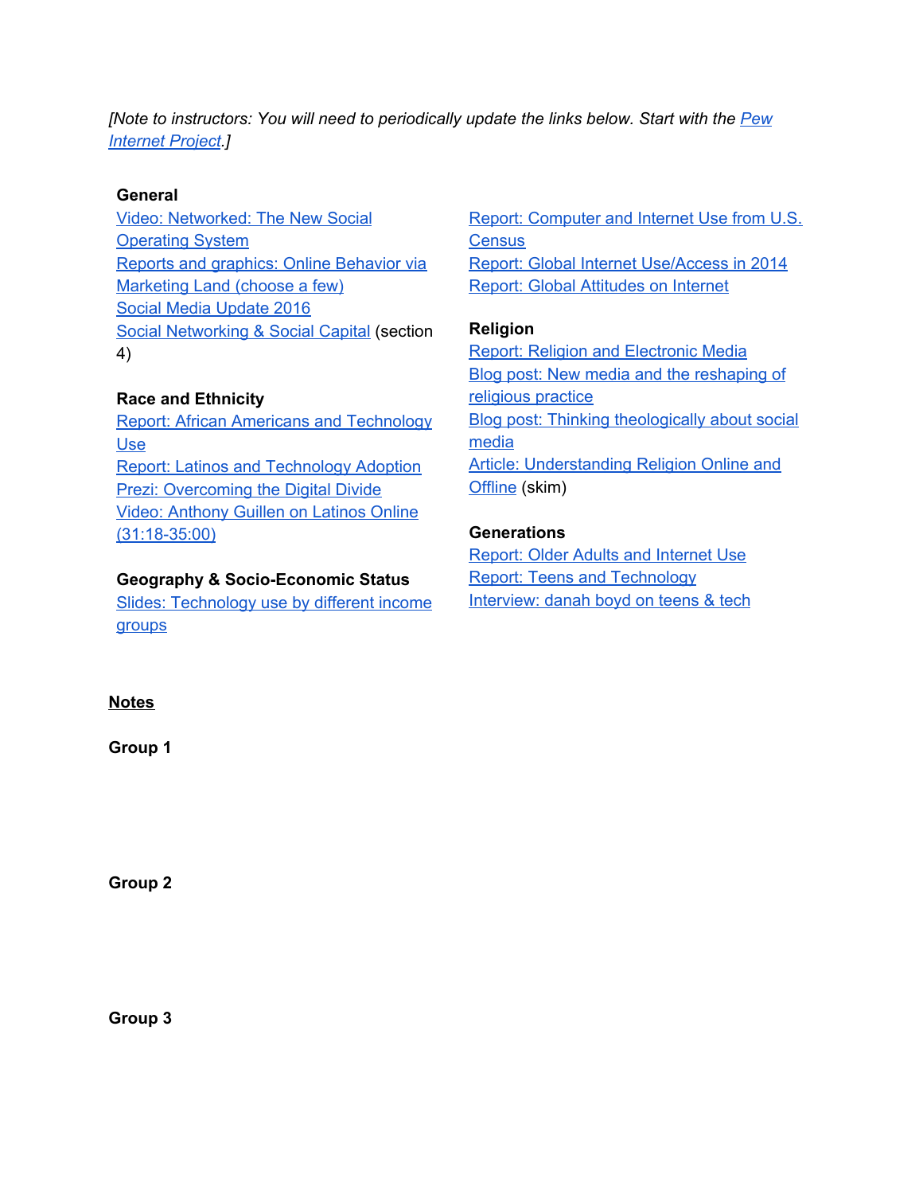*[Note to instructors: You will need to periodically update the links below. Start with the Pew Internet Project.]*

**General**

Video: Networked: The New Social Operating System
Reports and graphics: Online Behavior via Marketing Land (choose a few)
Social Media Update 2016
Social Networking & Social Capital (section 4)

**Race and Ethnicity**

Report: African Americans and Technology Use
Report: Latinos and Technology Adoption
Prezi: Overcoming the Digital Divide
Video: Anthony Guillen on Latinos Online (31:18-35:00)

**Geography & Socio-Economic Status**

Slides: Technology use by different income groups

Report: Computer and Internet Use from U.S. Census
Report: Global Internet Use/Access in 2014
Report: Global Attitudes on Internet

**Religion**

Report: Religion and Electronic Media
Blog post: New media and the reshaping of religious practice
Blog post: Thinking theologically about social media
Article: Understanding Religion Online and Offline (skim)

**Generations**

Report: Older Adults and Internet Use
Report: Teens and Technology
Interview: danah boyd on teens & tech

**Notes**

**Group 1**

**Group 2**

**Group 3**